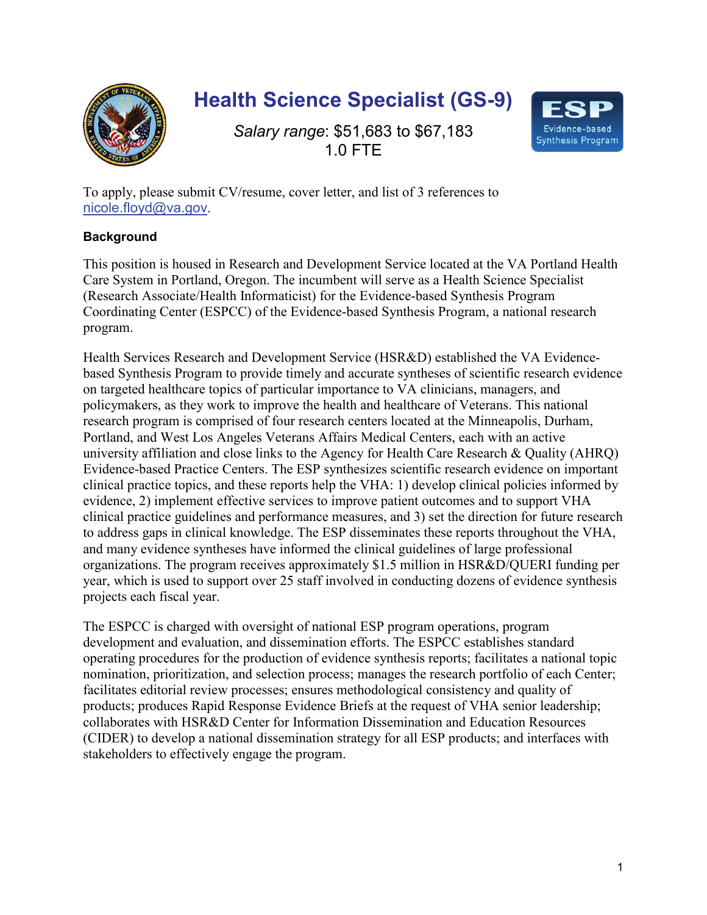# Health Science Specialist (GS-9)

*Salary range*: $51,683 to $67,183
1.0 FTE

To apply, please submit CV/resume, cover letter, and list of 3 references to nicole.floyd@va.gov.

**Background**

This position is housed in Research and Development Service located at the VA Portland Health Care System in Portland, Oregon. The incumbent will serve as a Health Science Specialist (Research Associate/Health Informaticist) for the Evidence-based Synthesis Program Coordinating Center (ESPCC) of the Evidence-based Synthesis Program, a national research program.

Health Services Research and Development Service (HSR&D) established the VA Evidence-based Synthesis Program to provide timely and accurate syntheses of scientific research evidence on targeted healthcare topics of particular importance to VA clinicians, managers, and policymakers, as they work to improve the health and healthcare of Veterans. This national research program is comprised of four research centers located at the Minneapolis, Durham, Portland, and West Los Angeles Veterans Affairs Medical Centers, each with an active university affiliation and close links to the Agency for Health Care Research & Quality (AHRQ) Evidence-based Practice Centers. The ESP synthesizes scientific research evidence on important clinical practice topics, and these reports help the VHA: 1) develop clinical policies informed by evidence, 2) implement effective services to improve patient outcomes and to support VHA clinical practice guidelines and performance measures, and 3) set the direction for future research to address gaps in clinical knowledge. The ESP disseminates these reports throughout the VHA, and many evidence syntheses have informed the clinical guidelines of large professional organizations. The program receives approximately $1.5 million in HSR&D/QUERI funding per year, which is used to support over 25 staff involved in conducting dozens of evidence synthesis projects each fiscal year.

The ESPCC is charged with oversight of national ESP program operations, program development and evaluation, and dissemination efforts. The ESPCC establishes standard operating procedures for the production of evidence synthesis reports; facilitates a national topic nomination, prioritization, and selection process; manages the research portfolio of each Center; facilitates editorial review processes; ensures methodological consistency and quality of products; produces Rapid Response Evidence Briefs at the request of VHA senior leadership; collaborates with HSR&D Center for Information Dissemination and Education Resources (CIDER) to develop a national dissemination strategy for all ESP products; and interfaces with stakeholders to effectively engage the program.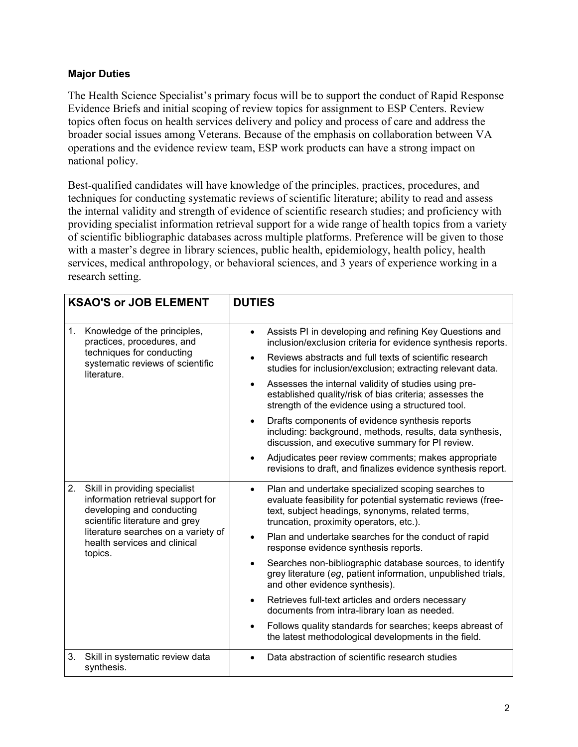**Major Duties**

The Health Science Specialist's primary focus will be to support the conduct of Rapid Response Evidence Briefs and initial scoping of review topics for assignment to ESP Centers. Review topics often focus on health services delivery and policy and process of care and address the broader social issues among Veterans. Because of the emphasis on collaboration between VA operations and the evidence review team, ESP work products can have a strong impact on national policy.

Best-qualified candidates will have knowledge of the principles, practices, procedures, and techniques for conducting systematic reviews of scientific literature; ability to read and assess the internal validity and strength of evidence of scientific research studies; and proficiency with providing specialist information retrieval support for a wide range of health topics from a variety of scientific bibliographic databases across multiple platforms. Preference will be given to those with a master's degree in library sciences, public health, epidemiology, health policy, health services, medical anthropology, or behavioral sciences, and 3 years of experience working in a research setting.

| KSAO'S or JOB ELEMENT | DUTIES |
|---|---|
| 1. Knowledge of the principles, practices, procedures, and techniques for conducting systematic reviews of scientific literature. | • Assists PI in developing and refining Key Questions and inclusion/exclusion criteria for evidence synthesis reports.<br>• Reviews abstracts and full texts of scientific research studies for inclusion/exclusion; extracting relevant data.<br>• Assesses the internal validity of studies using pre-established quality/risk of bias criteria; assesses the strength of the evidence using a structured tool.<br>• Drafts components of evidence synthesis reports including: background, methods, results, data synthesis, discussion, and executive summary for PI review.<br>• Adjudicates peer review comments; makes appropriate revisions to draft, and finalizes evidence synthesis report. |
| 2. Skill in providing specialist information retrieval support for developing and conducting scientific literature and grey literature searches on a variety of health services and clinical topics. | • Plan and undertake specialized scoping searches to evaluate feasibility for potential systematic reviews (free-text, subject headings, synonyms, related terms, truncation, proximity operators, etc.).<br>• Plan and undertake searches for the conduct of rapid response evidence synthesis reports.<br>• Searches non-bibliographic database sources, to identify grey literature (*eg*, patient information, unpublished trials, and other evidence synthesis).<br>• Retrieves full-text articles and orders necessary documents from intra-library loan as needed.<br>• Follows quality standards for searches; keeps abreast of the latest methodological developments in the field. |
| 3. Skill in systematic review data synthesis. | • Data abstraction of scientific research studies |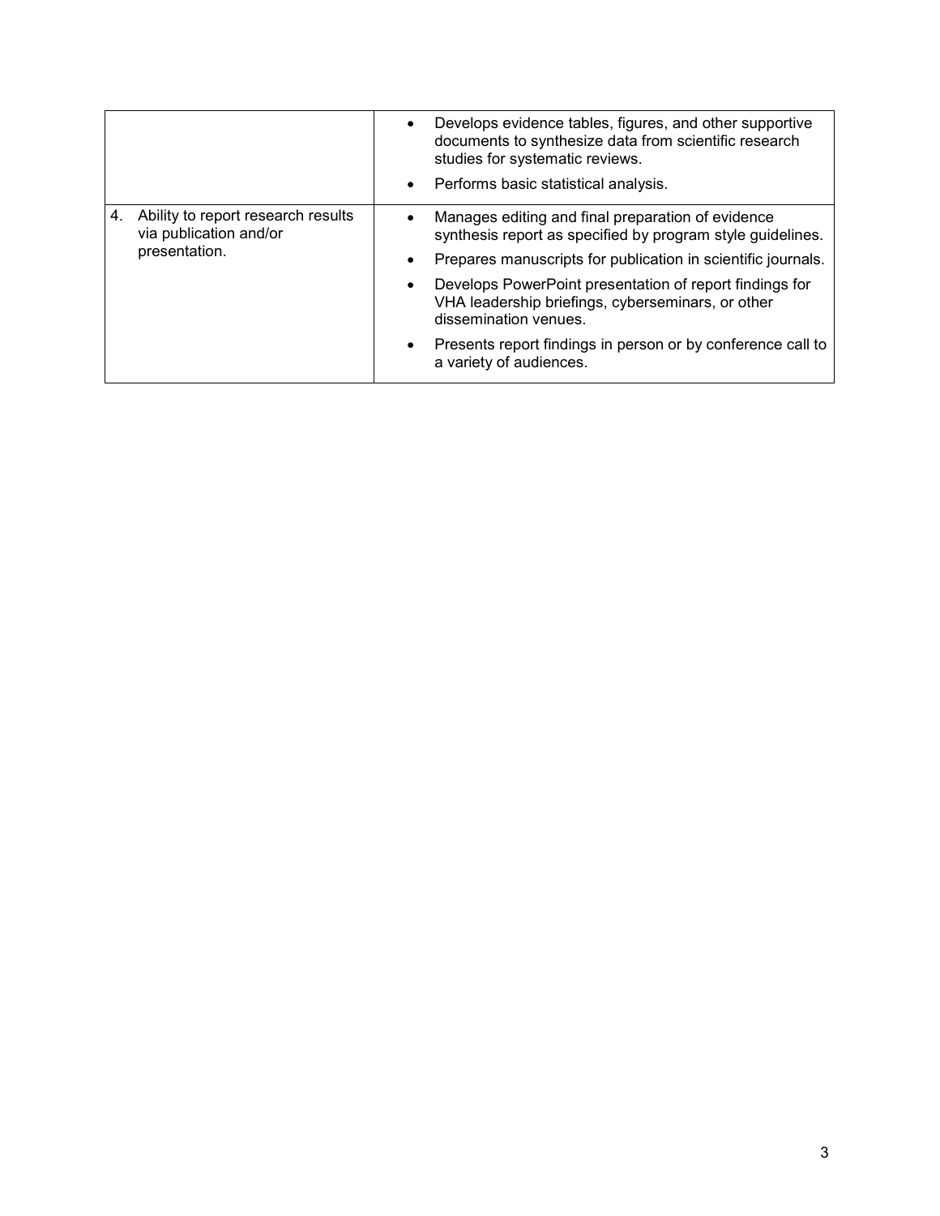| | |
|---|---|
| | • Develops evidence tables, figures, and other supportive documents to synthesize data from scientific research studies for systematic reviews.<br>• Performs basic statistical analysis. |
| 4. Ability to report research results via publication and/or presentation. | • Manages editing and final preparation of evidence synthesis report as specified by program style guidelines.<br>• Prepares manuscripts for publication in scientific journals.<br>• Develops PowerPoint presentation of report findings for VHA leadership briefings, cyberseminars, or other dissemination venues.<br>• Presents report findings in person or by conference call to a variety of audiences. |